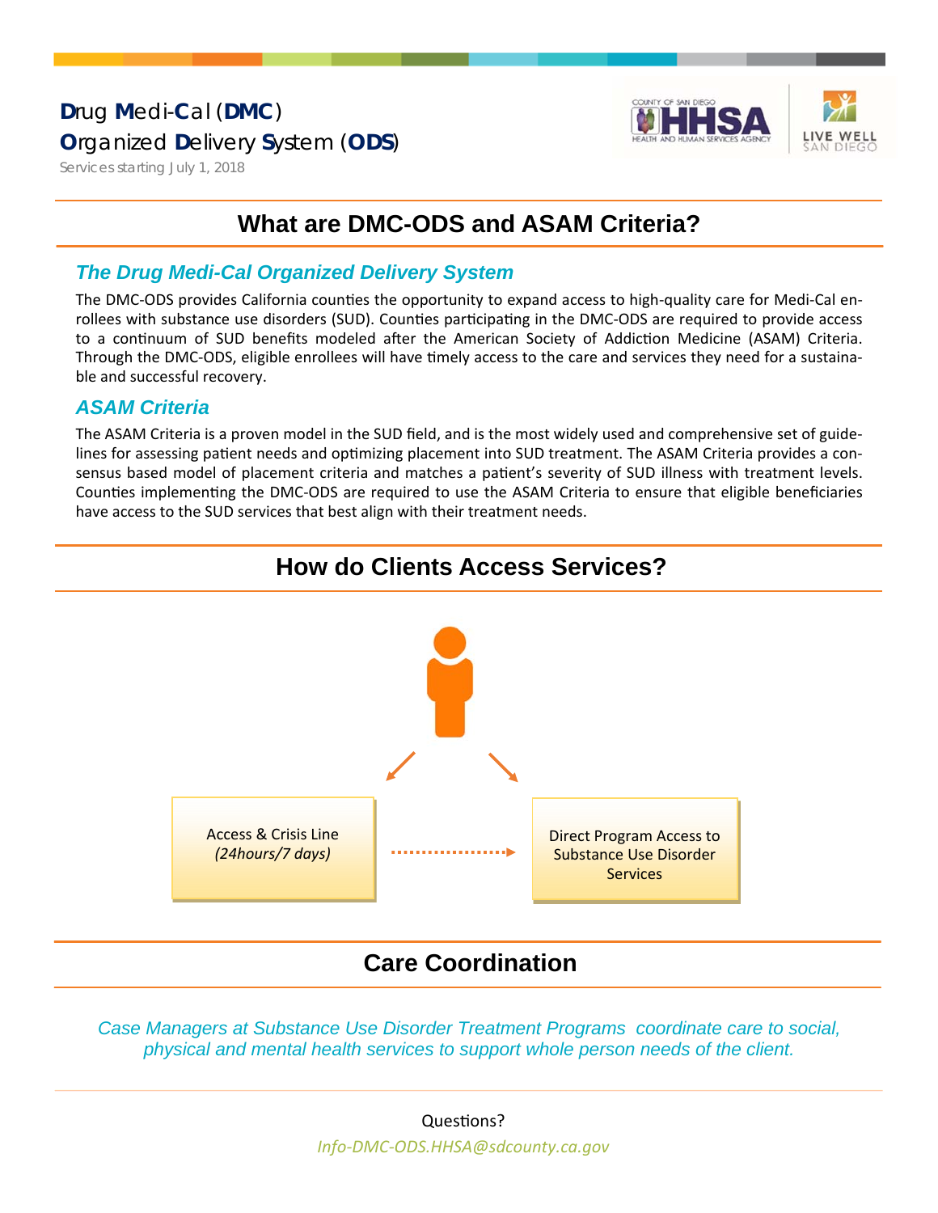# Drug Medi-Cal (DMC) Organized Delivery System (ODS)

Services starting July 1, 2018

## What are DMC-ODS and ASAM Criteria?

### *The Drug Medi-Cal Organized Delivery System*

The DMC-ODS provides California counties the opportunity to expand access to high-quality care for Medi-Cal enrollees with substance use disorders (SUD). Counties participating in the DMC-ODS are required to provide access to a continuum of SUD benefits modeled after the American Society of Addiction Medicine (ASAM) Criteria. Through the DMC-ODS, eligible enrollees will have timely access to the care and services they need for a sustainable and successful recovery.

### *ASAM Criteria*

The ASAM Criteria is a proven model in the SUD field, and is the most widely used and comprehensive set of guidelines for assessing patient needs and optimizing placement into SUD treatment. The ASAM Criteria provides a consensus based model of placement criteria and matches a patient's severity of SUD illness with treatment levels. Counties implementing the DMC-ODS are required to use the ASAM Criteria to ensure that eligible beneficiaries have access to the SUD services that best align with their treatment needs.

## How do Clients Access Services?

Access & Crisis Line
*(24hours/7 days)*

Direct Program Access to Substance Use Disorder Services

## Care Coordination

*Case Managers at Substance Use Disorder Treatment Programs coordinate care to social, physical and mental health services to support whole person needs of the client.*

Questions?

*Info-DMC-ODS.HHSA@sdcounty.ca.gov*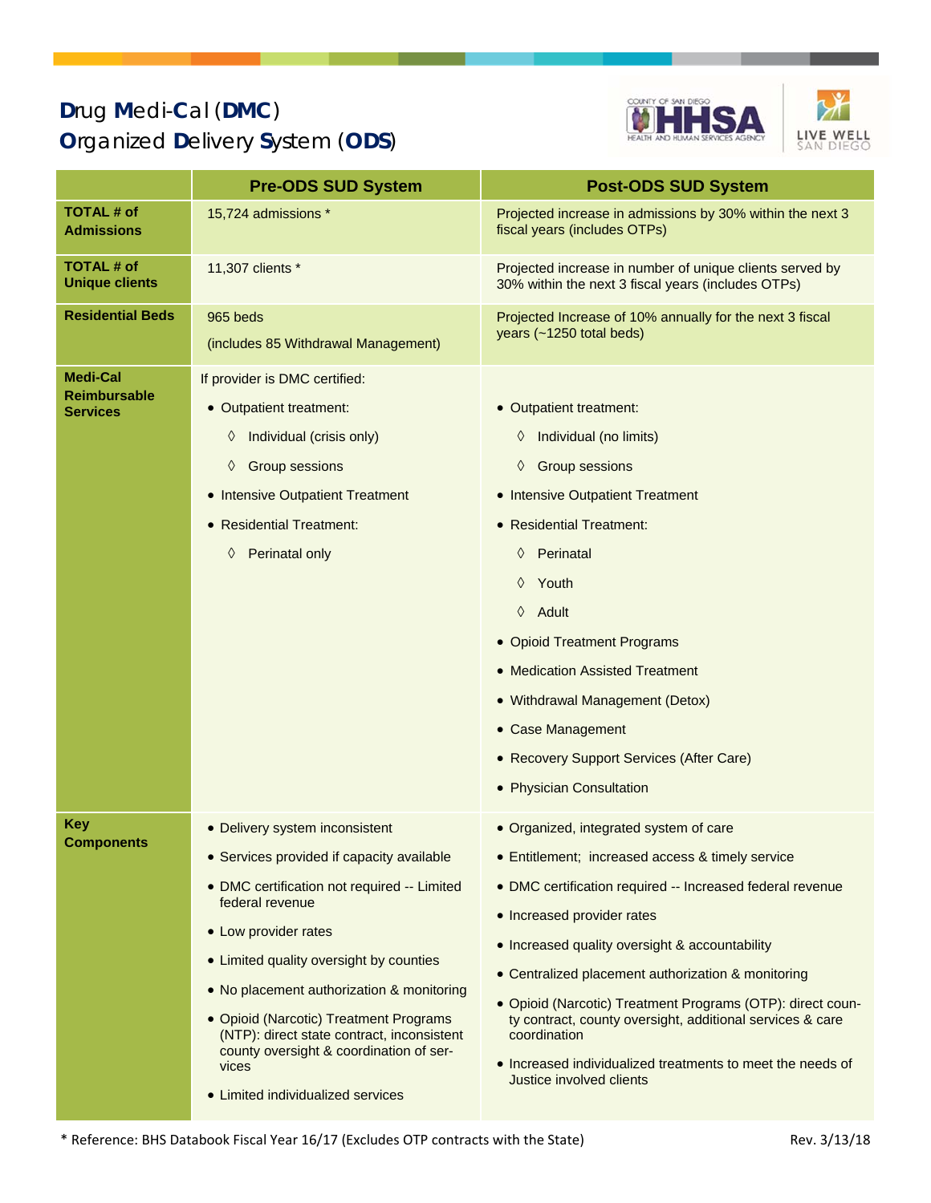# **D**rug **M**edi-**C**al (**DMC**)
# **O**rganized **D**elivery **S**ystem (**ODS**)

| | Pre-ODS SUD System | Post-ODS SUD System |
|---|---|---|
| **TOTAL # of Admissions** | 15,724 admissions * | Projected increase in admissions by 30% within the next 3 fiscal years (includes OTPs) |
| **TOTAL # of Unique clients** | 11,307 clients * | Projected increase in number of unique clients served by 30% within the next 3 fiscal years (includes OTPs) |
| **Residential Beds** | 965 beds<br>(includes 85 Withdrawal Management) | Projected Increase of 10% annually for the next 3 fiscal years (~1250 total beds) |
| **Medi-Cal Reimbursable Services** | If provider is DMC certified:<br>• Outpatient treatment:<br>◊ Individual (crisis only)<br>◊ Group sessions<br>• Intensive Outpatient Treatment<br>• Residential Treatment:<br>◊ Perinatal only | • Outpatient treatment:<br>◊ Individual (no limits)<br>◊ Group sessions<br>• Intensive Outpatient Treatment<br>• Residential Treatment:<br>◊ Perinatal<br>◊ Youth<br>◊ Adult<br>• Opioid Treatment Programs<br>• Medication Assisted Treatment<br>• Withdrawal Management (Detox)<br>• Case Management<br>• Recovery Support Services (After Care)<br>• Physician Consultation |
| **Key Components** | • Delivery system inconsistent<br>• Services provided if capacity available<br>• DMC certification not required -- Limited federal revenue<br>• Low provider rates<br>• Limited quality oversight by counties<br>• No placement authorization & monitoring<br>• Opioid (Narcotic) Treatment Programs (NTP): direct state contract, inconsistent county oversight & coordination of services<br>• Limited individualized services | • Organized, integrated system of care<br>• Entitlement; increased access & timely service<br>• DMC certification required -- Increased federal revenue<br>• Increased provider rates<br>• Increased quality oversight & accountability<br>• Centralized placement authorization & monitoring<br>• Opioid (Narcotic) Treatment Programs (OTP): direct county contract, county oversight, additional services & care coordination<br>• Increased individualized treatments to meet the needs of Justice involved clients |

* Reference: BHS Databook Fiscal Year 16/17 (Excludes OTP contracts with the State)

Rev. 3/13/18